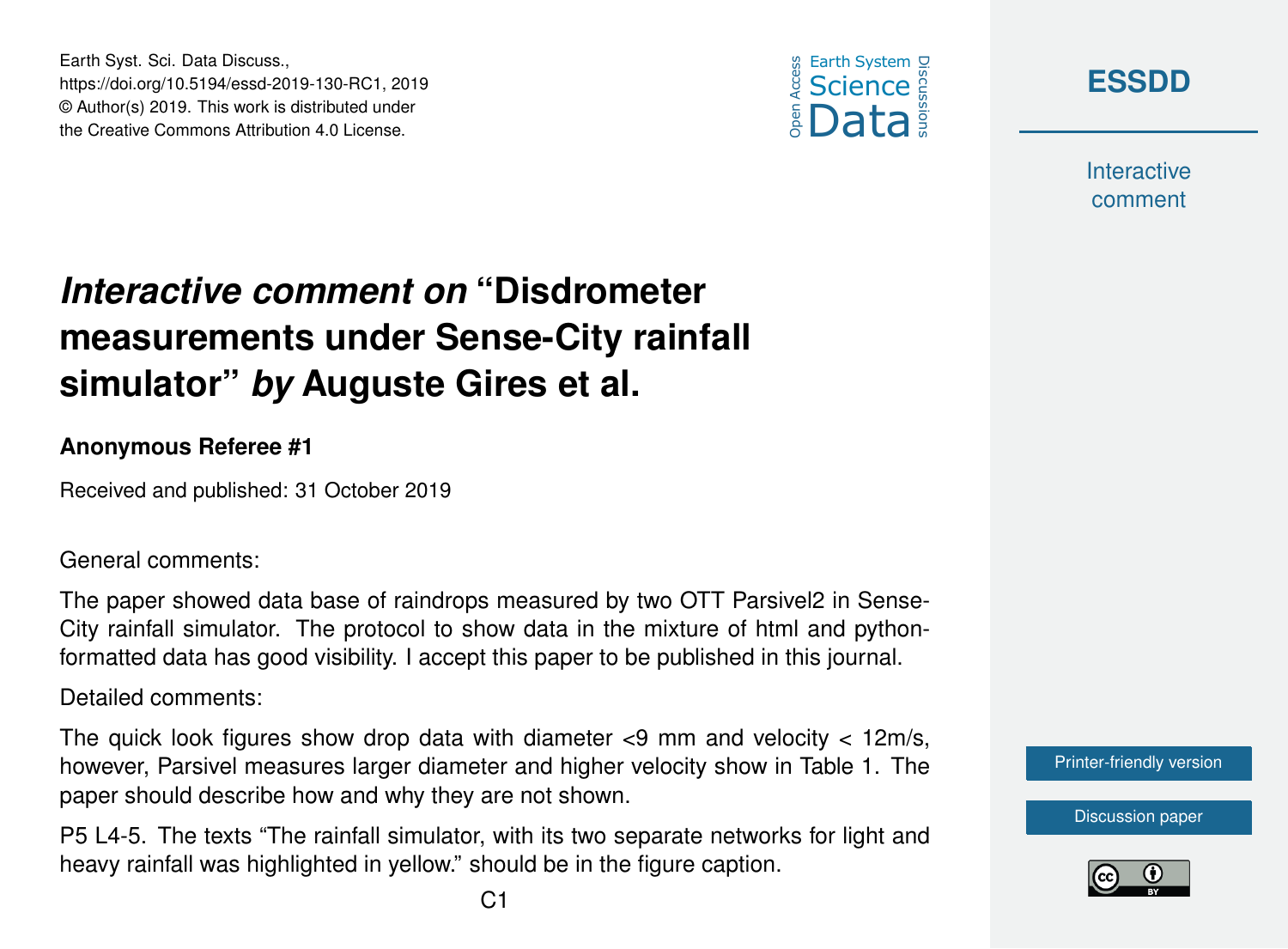Earth Syst. Sci. Data Discuss.,
https://doi.org/10.5194/essd-2019-130-RC1, 2019
© Author(s) 2019. This work is distributed under
the Creative Commons Attribution 4.0 License.

# *Interactive comment on* "Disdrometer measurements under Sense-City rainfall simulator" *by* Auguste Gires et al.

### Anonymous Referee #1

Received and published: 31 October 2019

General comments:

The paper showed data base of raindrops measured by two OTT Parsivel2 in Sense-City rainfall simulator. The protocol to show data in the mixture of html and python-formatted data has good visibility. I accept this paper to be published in this journal.

Detailed comments:

The quick look figures show drop data with diameter <9 mm and velocity < 12m/s, however, Parsivel measures larger diameter and higher velocity show in Table 1. The paper should describe how and why they are not shown.

P5 L4-5. The texts "The rainfall simulator, with its two separate networks for light and heavy rainfall was highlighted in yellow." should be in the figure caption.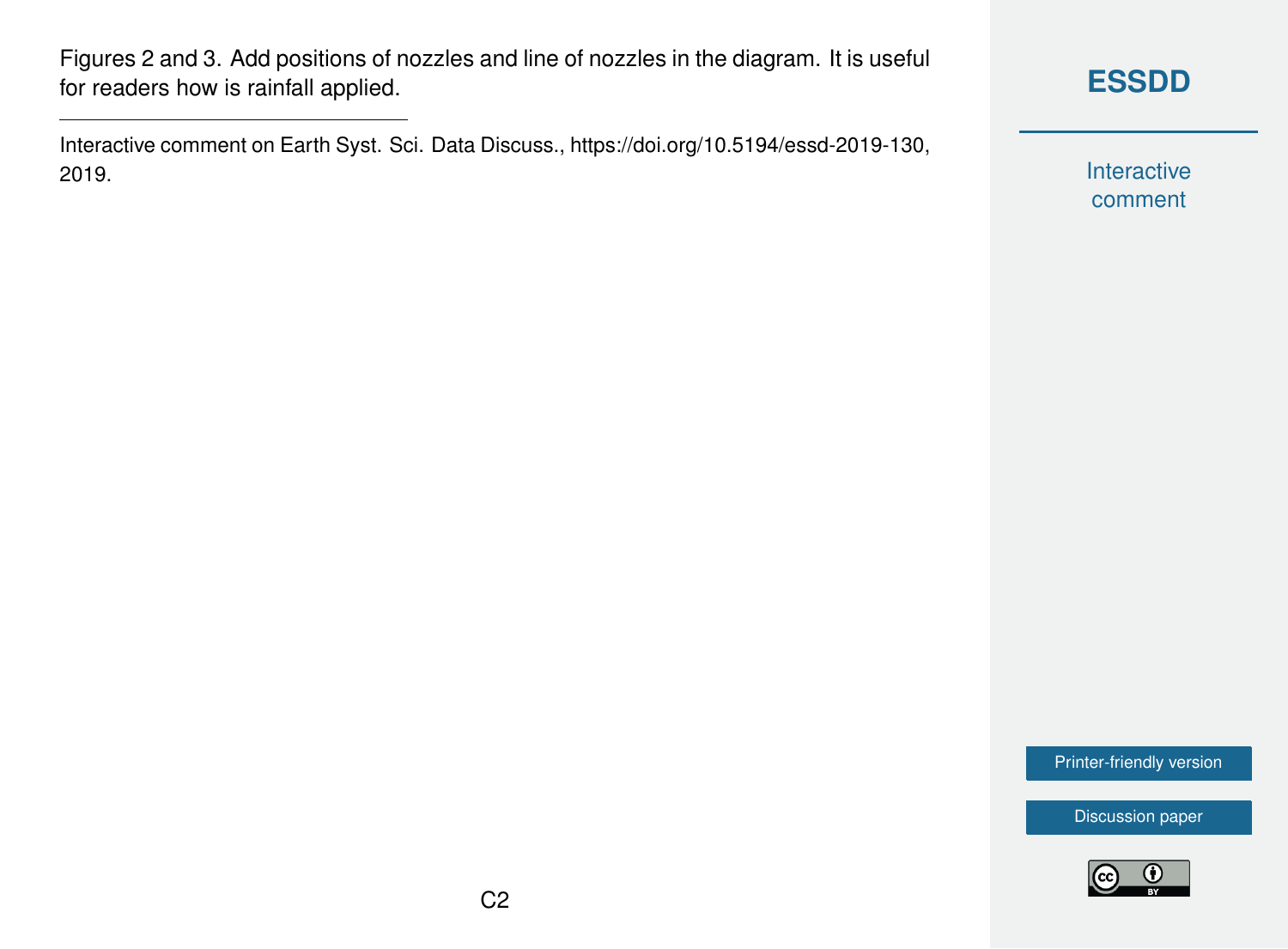Figures 2 and 3. Add positions of nozzles and line of nozzles in the diagram. It is useful for readers how is rainfall applied.

---

Interactive comment on Earth Syst. Sci. Data Discuss., https://doi.org/10.5194/essd-2019-130, 2019.